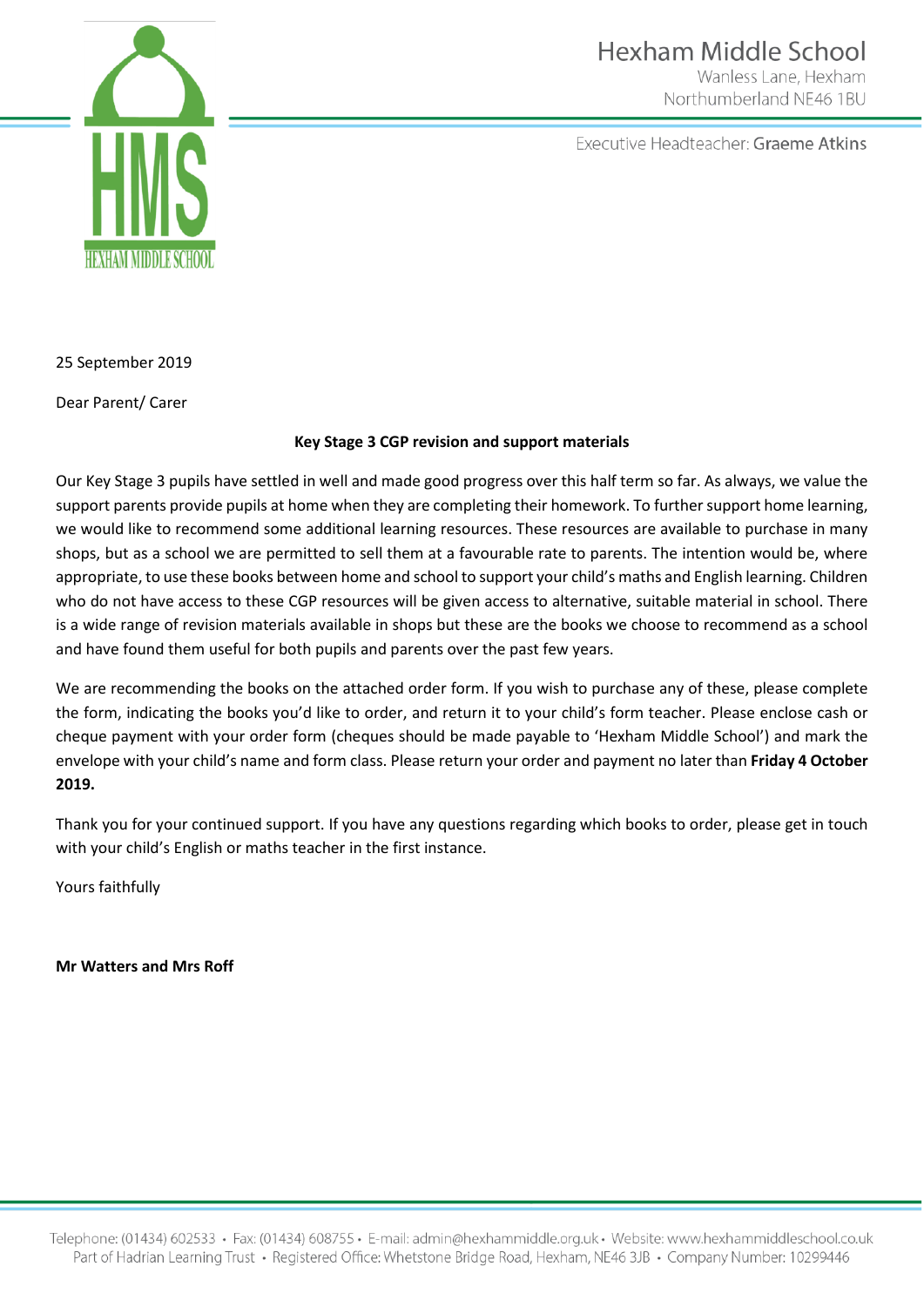Hexham Middle School
Wanless Lane, Hexham
Northumberland NE46 1BU

Executive Headteacher: Graeme Atkins

25 September 2019

Dear Parent/ Carer

**Key Stage 3 CGP revision and support materials**

Our Key Stage 3 pupils have settled in well and made good progress over this half term so far. As always, we value the support parents provide pupils at home when they are completing their homework. To further support home learning, we would like to recommend some additional learning resources. These resources are available to purchase in many shops, but as a school we are permitted to sell them at a favourable rate to parents. The intention would be, where appropriate, to use these books between home and school to support your child's maths and English learning. Children who do not have access to these CGP resources will be given access to alternative, suitable material in school. There is a wide range of revision materials available in shops but these are the books we choose to recommend as a school and have found them useful for both pupils and parents over the past few years.

We are recommending the books on the attached order form. If you wish to purchase any of these, please complete the form, indicating the books you'd like to order, and return it to your child's form teacher. Please enclose cash or cheque payment with your order form (cheques should be made payable to 'Hexham Middle School') and mark the envelope with your child's name and form class. Please return your order and payment no later than **Friday 4 October 2019.**

Thank you for your continued support. If you have any questions regarding which books to order, please get in touch with your child's English or maths teacher in the first instance.

Yours faithfully

**Mr Watters and Mrs Roff**

Telephone: (01434) 602533 • Fax: (01434) 608755 • E-mail: admin@hexhammiddle.org.uk • Website: www.hexhammiddleschool.co.uk
Part of Hadrian Learning Trust • Registered Office: Whetstone Bridge Road, Hexham, NE46 3JB • Company Number: 10299446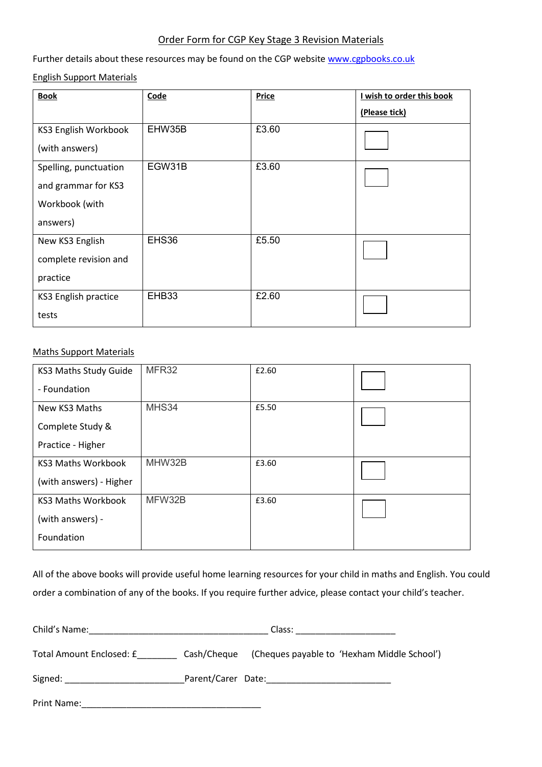Order Form for CGP Key Stage 3 Revision Materials

Further details about these resources may be found on the CGP website www.cgpbooks.co.uk

English Support Materials

| **Book** | **Code** | **Price** | **I wish to order this book (Please tick)** |
|---|---|---|---|
| KS3 English Workbook (with answers) | EHW35B | £3.60 | ☐ |
| Spelling, punctuation and grammar for KS3 Workbook (with answers) | EGW31B | £3.60 | ☐ |
| New KS3 English complete revision and practice | EHS36 | £5.50 | ☐ |
| KS3 English practice tests | EHB33 | £2.60 | ☐ |

Maths Support Materials

| | | | |
|---|---|---|---|
| KS3 Maths Study Guide - Foundation | MFR32 | £2.60 | ☐ |
| New KS3 Maths Complete Study & Practice - Higher | MHS34 | £5.50 | ☐ |
| KS3 Maths Workbook (with answers) - Higher | MHW32B | £3.60 | ☐ |
| KS3 Maths Workbook (with answers) - Foundation | MFW32B | £3.60 | ☐ |

All of the above books will provide useful home learning resources for your child in maths and English. You could order a combination of any of the books. If you require further advice, please contact your child's teacher.

Child's Name:____________________________________ Class: ____________________

Total Amount Enclosed: £________ Cash/Cheque (Cheques payable to 'Hexham Middle School')

Signed: ________________________Parent/Carer Date:_________________________

Print Name:____________________________________